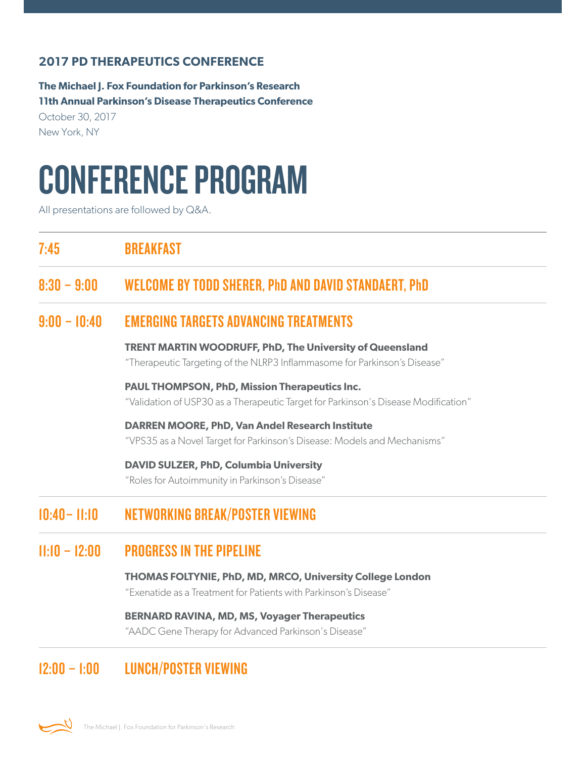**2017 PD THERAPEUTICS CONFERENCE**

**The Michael J. Fox Foundation for Parkinson's Research**
**11th Annual Parkinson's Disease Therapeutics Conference**
October 30, 2017
New York, NY

# CONFERENCE PROGRAM

All presentations are followed by Q&A.

## 7:45 BREAKFAST

## 8:30 – 9:00 WELCOME BY TODD SHERER, PhD AND DAVID STANDAERT, PhD

## 9:00 – 10:40 EMERGING TARGETS ADVANCING TREATMENTS

**TRENT MARTIN WOODRUFF, PhD, The University of Queensland**
"Therapeutic Targeting of the NLRP3 Inflammasome for Parkinson's Disease"

**PAUL THOMPSON, PhD, Mission Therapeutics Inc.**
"Validation of USP30 as a Therapeutic Target for Parkinson's Disease Modification"

**DARREN MOORE, PhD, Van Andel Research Institute**
"VPS35 as a Novel Target for Parkinson's Disease: Models and Mechanisms"

**DAVID SULZER, PhD, Columbia University**
"Roles for Autoimmunity in Parkinson's Disease"

## 10:40– 11:10 NETWORKING BREAK/POSTER VIEWING

## 11:10 – 12:00 PROGRESS IN THE PIPELINE

**THOMAS FOLTYNIE, PhD, MD, MRCO, University College London**
"Exenatide as a Treatment for Patients with Parkinson's Disease"

**BERNARD RAVINA, MD, MS, Voyager Therapeutics**
"AADC Gene Therapy for Advanced Parkinson's Disease"

## 12:00 – 1:00 LUNCH/POSTER VIEWING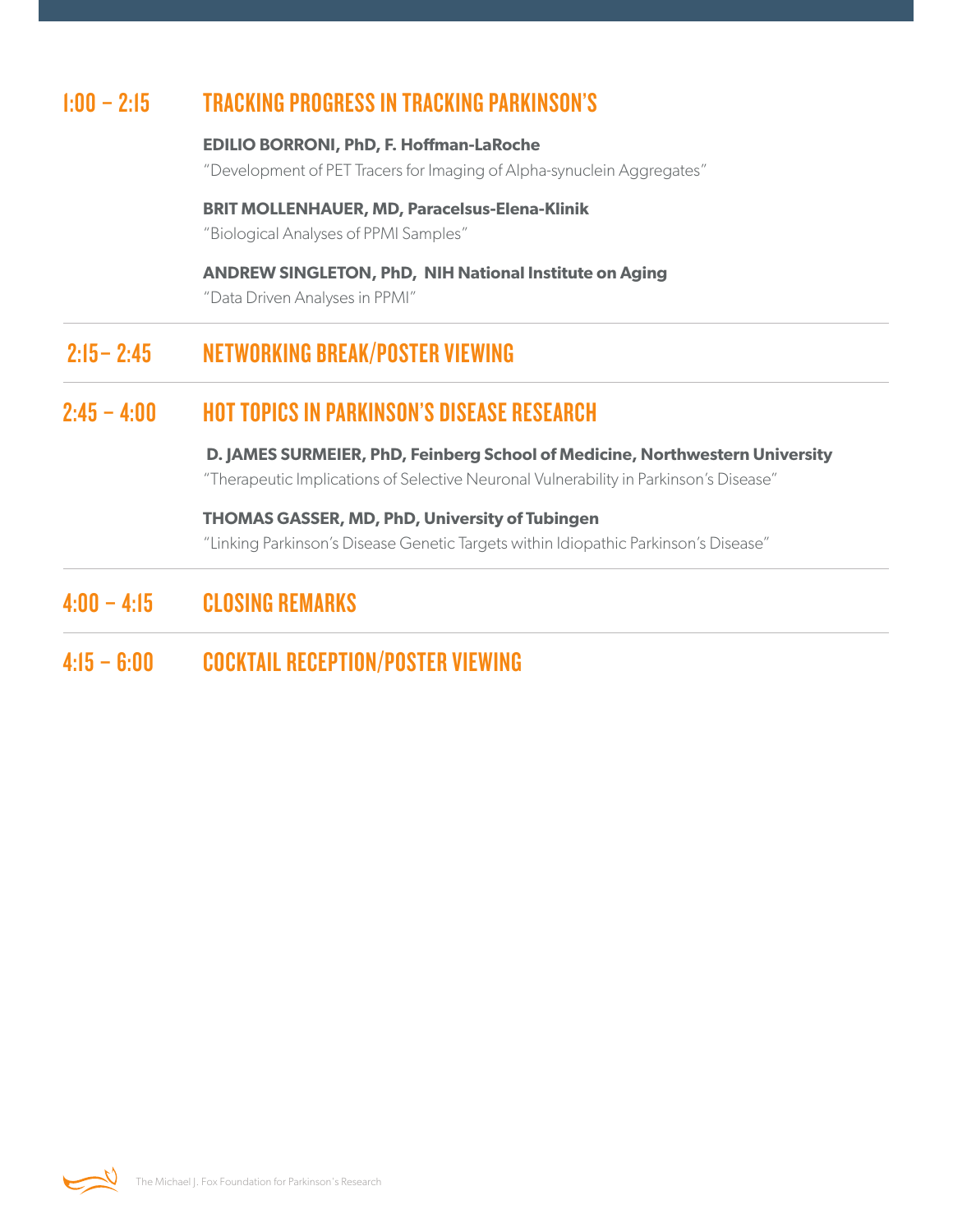## 1:00 – 2:15 TRACKING PROGRESS IN TRACKING PARKINSON'S

**EDILIO BORRONI, PhD, F. Hoffman-LaRoche**
"Development of PET Tracers for Imaging of Alpha-synuclein Aggregates"

**BRIT MOLLENHAUER, MD, Paracelsus-Elena-Klinik**
"Biological Analyses of PPMI Samples"

**ANDREW SINGLETON, PhD, NIH National Institute on Aging**
"Data Driven Analyses in PPMI"

---

## 2:15– 2:45 NETWORKING BREAK/POSTER VIEWING

---

## 2:45 – 4:00 HOT TOPICS IN PARKINSON'S DISEASE RESEARCH

**D. JAMES SURMEIER, PhD, Feinberg School of Medicine, Northwestern University**
"Therapeutic Implications of Selective Neuronal Vulnerability in Parkinson's Disease"

**THOMAS GASSER, MD, PhD, University of Tubingen**
"Linking Parkinson's Disease Genetic Targets within Idiopathic Parkinson's Disease"

---

## 4:00 – 4:15 CLOSING REMARKS

---

## 4:15 – 6:00 COCKTAIL RECEPTION/POSTER VIEWING